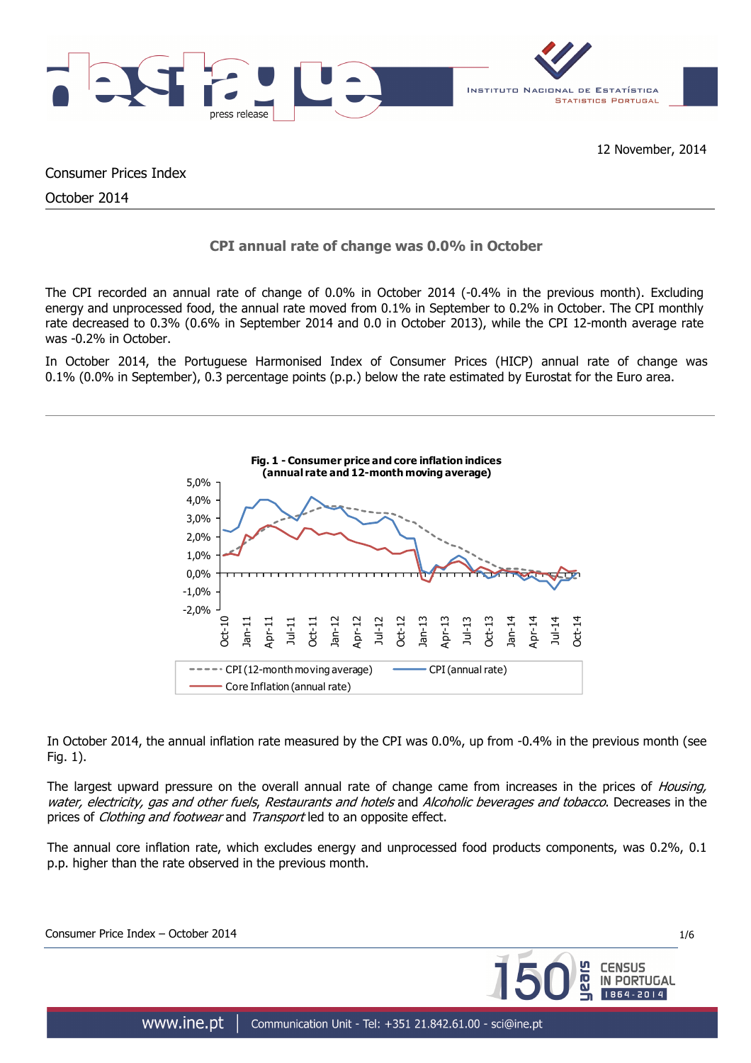12 November, 2014

Consumer Prices Index

October 2014

## CPI annual rate of change was 0.0% in October

The CPI recorded an annual rate of change of 0.0% in October 2014 (-0.4% in the previous month). Excluding energy and unprocessed food, the annual rate moved from 0.1% in September to 0.2% in October. The CPI monthly rate decreased to 0.3% (0.6% in September 2014 and 0.0 in October 2013), while the CPI 12-month average rate was -0.2% in October.

In October 2014, the Portuguese Harmonised Index of Consumer Prices (HICP) annual rate of change was 0.1% (0.0% in September), 0.3 percentage points (p.p.) below the rate estimated by Eurostat for the Euro area.

**Fig. 1 - Consumer price and core inflation indices (annual rate and 12-month moving average)**

In October 2014, the annual inflation rate measured by the CPI was 0.0%, up from -0.4% in the previous month (see Fig. 1).

The largest upward pressure on the overall annual rate of change came from increases in the prices of *Housing, water, electricity, gas and other fuels*, *Restaurants and hotels* and *Alcoholic beverages and tobacco*. Decreases in the prices of *Clothing and footwear* and *Transport* led to an opposite effect.

The annual core inflation rate, which excludes energy and unprocessed food products components, was 0.2%, 0.1 p.p. higher than the rate observed in the previous month.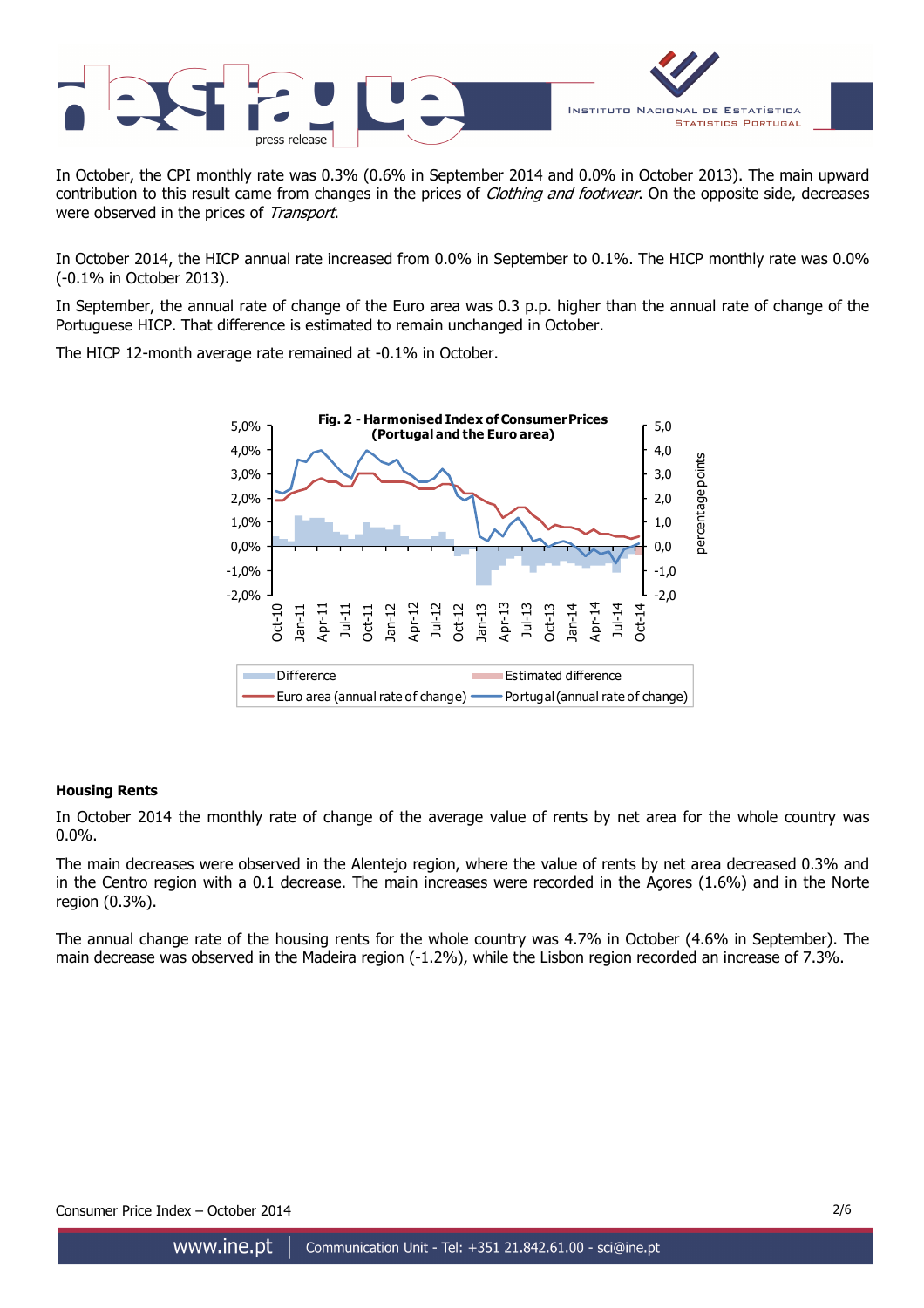In October, the CPI monthly rate was 0.3% (0.6% in September 2014 and 0.0% in October 2013). The main upward contribution to this result came from changes in the prices of *Clothing and footwear*. On the opposite side, decreases were observed in the prices of *Transport*.

In October 2014, the HICP annual rate increased from 0.0% in September to 0.1%. The HICP monthly rate was 0.0% (-0.1% in October 2013).

In September, the annual rate of change of the Euro area was 0.3 p.p. higher than the annual rate of change of the Portuguese HICP. That difference is estimated to remain unchanged in October.

The HICP 12-month average rate remained at -0.1% in October.

**Fig. 2 - Harmonised Index of Consumer Prices (Portugal and the Euro area)**

#### Housing Rents

In October 2014 the monthly rate of change of the average value of rents by net area for the whole country was 0.0%.

The main decreases were observed in the Alentejo region, where the value of rents by net area decreased 0.3% and in the Centro region with a 0.1 decrease. The main increases were recorded in the Açores (1.6%) and in the Norte region (0.3%).

The annual change rate of the housing rents for the whole country was 4.7% in October (4.6% in September). The main decrease was observed in the Madeira region (-1.2%), while the Lisbon region recorded an increase of 7.3%.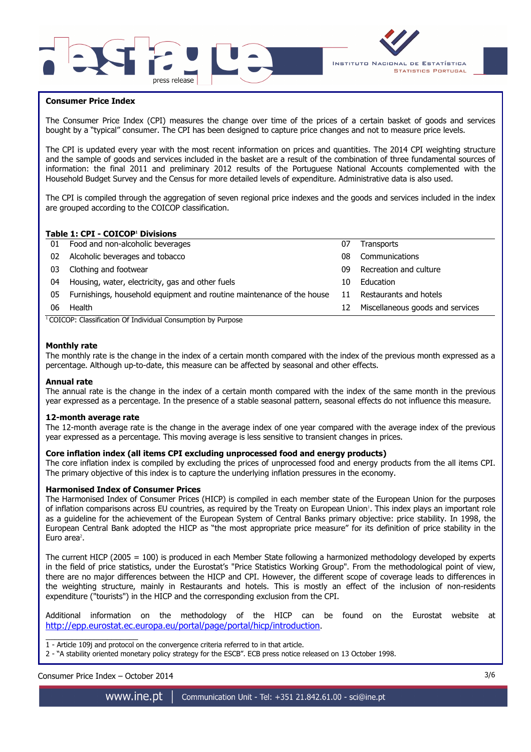## Consumer Price Index

The Consumer Price Index (CPI) measures the change over time of the prices of a certain basket of goods and services bought by a "typical" consumer. The CPI has been designed to capture price changes and not to measure price levels.

The CPI is updated every year with the most recent information on prices and quantities. The 2014 CPI weighting structure and the sample of goods and services included in the basket are a result of the combination of three fundamental sources of information: the final 2011 and preliminary 2012 results of the Portuguese National Accounts complemented with the Household Budget Survey and the Census for more detailed levels of expenditure. Administrative data is also used.

The CPI is compiled through the aggregation of seven regional price indexes and the goods and services included in the index are grouped according to the COICOP classification.

**Table 1: CPI - COICOP[1] Divisions**

| | | | |
|---|---|---|---|
| 01 | Food and non-alcoholic beverages | 07 | Transports |
| 02 | Alcoholic beverages and tobacco | 08 | Communications |
| 03 | Clothing and footwear | 09 | Recreation and culture |
| 04 | Housing, water, electricity, gas and other fuels | 10 | Education |
| 05 | Furnishings, household equipment and routine maintenance of the house | 11 | Restaurants and hotels |
| 06 | Health | 12 | Miscellaneous goods and services |

[1] COICOP: Classification Of Individual Consumption by Purpose

### Monthly rate

The monthly rate is the change in the index of a certain month compared with the index of the previous month expressed as a percentage. Although up-to-date, this measure can be affected by seasonal and other effects.

### Annual rate

The annual rate is the change in the index of a certain month compared with the index of the same month in the previous year expressed as a percentage. In the presence of a stable seasonal pattern, seasonal effects do not influence this measure.

### 12-month average rate

The 12-month average rate is the change in the average index of one year compared with the average index of the previous year expressed as a percentage. This moving average is less sensitive to transient changes in prices.

### Core inflation index (all items CPI excluding unprocessed food and energy products)

The core inflation index is compiled by excluding the prices of unprocessed food and energy products from the all items CPI. The primary objective of this index is to capture the underlying inflation pressures in the economy.

### Harmonised Index of Consumer Prices

The Harmonised Index of Consumer Prices (HICP) is compiled in each member state of the European Union for the purposes of inflation comparisons across EU countries, as required by the Treaty on European Union[1]. This index plays an important role as a guideline for the achievement of the European System of Central Banks primary objective: price stability. In 1998, the European Central Bank adopted the HICP as "the most appropriate price measure" for its definition of price stability in the Euro area[2].

The current HICP (2005 = 100) is produced in each Member State following a harmonized methodology developed by experts in the field of price statistics, under the Eurostat's "Price Statistics Working Group". From the methodological point of view, there are no major differences between the HICP and CPI. However, the different scope of coverage leads to differences in the weighting structure, mainly in Restaurants and hotels. This is mostly an effect of the inclusion of non-residents expenditure ("tourists") in the HICP and the corresponding exclusion from the CPI.

Additional information on the methodology of the HICP can be found on the Eurostat website at http://epp.eurostat.ec.europa.eu/portal/page/portal/hicp/introduction.

---

1 - Article 109j and protocol on the convergence criteria referred to in that article.

2 - "A stability oriented monetary policy strategy for the ESCB". ECB press notice released on 13 October 1998.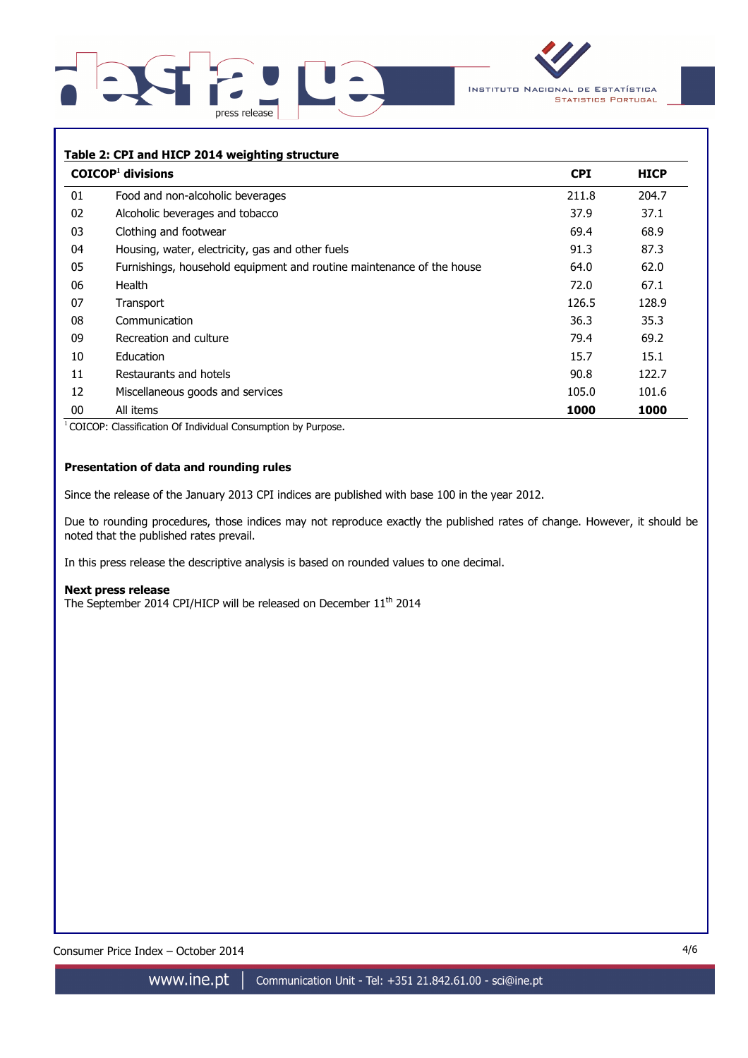### Table 2: CPI and HICP 2014 weighting structure

| | COICOP[1] divisions | CPI | HICP |
|---|---|---|---|
| 01 | Food and non-alcoholic beverages | 211.8 | 204.7 |
| 02 | Alcoholic beverages and tobacco | 37.9 | 37.1 |
| 03 | Clothing and footwear | 69.4 | 68.9 |
| 04 | Housing, water, electricity, gas and other fuels | 91.3 | 87.3 |
| 05 | Furnishings, household equipment and routine maintenance of the house | 64.0 | 62.0 |
| 06 | Health | 72.0 | 67.1 |
| 07 | Transport | 126.5 | 128.9 |
| 08 | Communication | 36.3 | 35.3 |
| 09 | Recreation and culture | 79.4 | 69.2 |
| 10 | Education | 15.7 | 15.1 |
| 11 | Restaurants and hotels | 90.8 | 122.7 |
| 12 | Miscellaneous goods and services | 105.0 | 101.6 |
| 00 | All items | **1000** | **1000** |

[1] COICOP: Classification Of Individual Consumption by Purpose.

**Presentation of data and rounding rules**

Since the release of the January 2013 CPI indices are published with base 100 in the year 2012.

Due to rounding procedures, those indices may not reproduce exactly the published rates of change. However, it should be noted that the published rates prevail.

In this press release the descriptive analysis is based on rounded values to one decimal.

**Next press release**

The September 2014 CPI/HICP will be released on December 11th 2014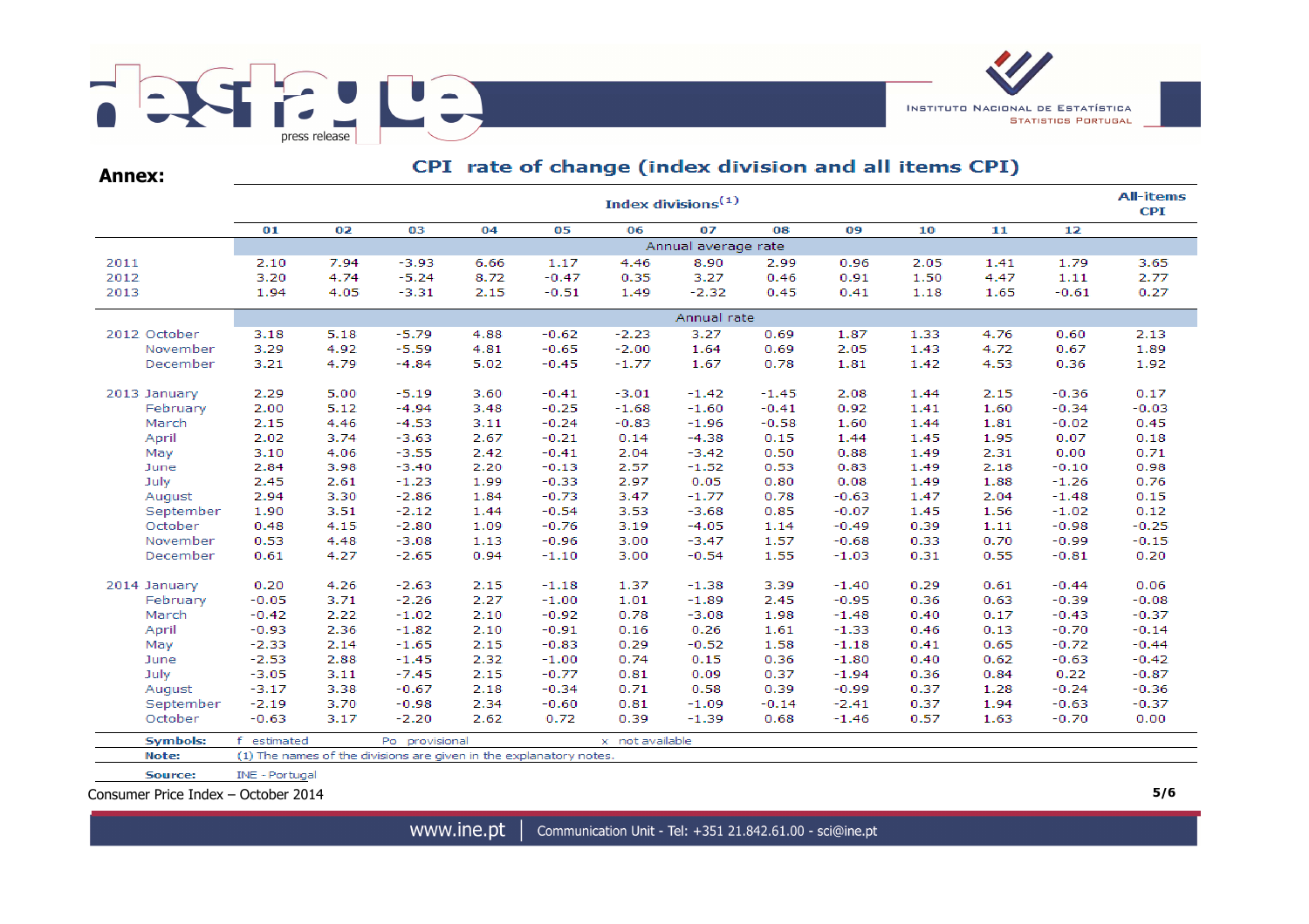## Annex:

### CPI rate of change (index division and all items CPI)

| | Index divisions[1] | | | | | | | | | | | | All-items CPI |
|---|---|---|---|---|---|---|---|---|---|---|---|---|---|
| | 01 | 02 | 03 | 04 | 05 | 06 | 07 | 08 | 09 | 10 | 11 | 12 | |
| | Annual average rate | | | | | | | | | | | | |
| 2011 | 2.10 | 7.94 | -3.93 | 6.66 | 1.17 | 4.46 | 8.90 | 2.99 | 0.96 | 2.05 | 1.41 | 1.79 | 3.65 |
| 2012 | 3.20 | 4.74 | -5.24 | 8.72 | -0.47 | 0.35 | 3.27 | 0.46 | 0.91 | 1.50 | 4.47 | 1.11 | 2.77 |
| 2013 | 1.94 | 4.05 | -3.31 | 2.15 | -0.51 | 1.49 | -2.32 | 0.45 | 0.41 | 1.18 | 1.65 | -0.61 | 0.27 |
| | Annual rate | | | | | | | | | | | | |
| 2012 October | 3.18 | 5.18 | -5.79 | 4.88 | -0.62 | -2.23 | 3.27 | 0.69 | 1.87 | 1.33 | 4.76 | 0.60 | 2.13 |
| November | 3.29 | 4.92 | -5.59 | 4.81 | -0.65 | -2.00 | 1.64 | 0.69 | 2.05 | 1.43 | 4.72 | 0.67 | 1.89 |
| December | 3.21 | 4.79 | -4.84 | 5.02 | -0.45 | -1.77 | 1.67 | 0.78 | 1.81 | 1.42 | 4.53 | 0.36 | 1.92 |
| 2013 January | 2.29 | 5.00 | -5.19 | 3.60 | -0.41 | -3.01 | -1.42 | -1.45 | 2.08 | 1.44 | 2.15 | -0.36 | 0.17 |
| February | 2.00 | 5.12 | -4.94 | 3.48 | -0.25 | -1.68 | -1.60 | -0.41 | 0.92 | 1.41 | 1.60 | -0.34 | -0.03 |
| March | 2.15 | 4.46 | -4.53 | 3.11 | -0.24 | -0.83 | -1.96 | -0.58 | 1.60 | 1.44 | 1.81 | -0.02 | 0.45 |
| April | 2.02 | 3.74 | -3.63 | 2.67 | -0.21 | 0.14 | -4.38 | 0.15 | 1.44 | 1.45 | 1.95 | 0.07 | 0.18 |
| May | 3.10 | 4.06 | -3.55 | 2.42 | -0.41 | 2.04 | -3.42 | 0.50 | 0.88 | 1.49 | 2.31 | 0.00 | 0.71 |
| June | 2.84 | 3.98 | -3.40 | 2.20 | -0.13 | 2.57 | -1.52 | 0.53 | 0.83 | 1.49 | 2.18 | -0.10 | 0.98 |
| July | 2.45 | 2.61 | -1.23 | 1.99 | -0.33 | 2.97 | 0.05 | 0.80 | 0.08 | 1.49 | 1.88 | -1.26 | 0.76 |
| August | 2.94 | 3.30 | -2.86 | 1.84 | -0.73 | 3.47 | -1.77 | 0.78 | -0.63 | 1.47 | 2.04 | -1.48 | 0.15 |
| September | 1.90 | 3.51 | -2.12 | 1.44 | -0.54 | 3.53 | -3.68 | 0.85 | -0.07 | 1.45 | 1.56 | -1.02 | 0.12 |
| October | 0.48 | 4.15 | -2.80 | 1.09 | -0.76 | 3.19 | -4.05 | 1.14 | -0.49 | 0.39 | 1.11 | -0.98 | -0.25 |
| November | 0.53 | 4.48 | -3.08 | 1.13 | -0.96 | 3.00 | -3.47 | 1.57 | -0.68 | 0.33 | 0.70 | -0.99 | -0.15 |
| December | 0.61 | 4.27 | -2.65 | 0.94 | -1.10 | 3.00 | -0.54 | 1.55 | -1.03 | 0.31 | 0.55 | -0.81 | 0.20 |
| 2014 January | 0.20 | 4.26 | -2.63 | 2.15 | -1.18 | 1.37 | -1.38 | 3.39 | -1.40 | 0.29 | 0.61 | -0.44 | 0.06 |
| February | -0.05 | 3.71 | -2.26 | 2.27 | -1.00 | 1.01 | -1.89 | 2.45 | -0.95 | 0.36 | 0.63 | -0.39 | -0.08 |
| March | -0.42 | 2.22 | -1.02 | 2.10 | -0.92 | 0.78 | -3.08 | 1.98 | -1.48 | 0.40 | 0.17 | -0.43 | -0.37 |
| April | -0.93 | 2.36 | -1.82 | 2.10 | -0.91 | 0.16 | 0.26 | 1.61 | -1.33 | 0.46 | 0.13 | -0.70 | -0.14 |
| May | -2.33 | 2.14 | -1.65 | 2.15 | -0.83 | 0.29 | -0.52 | 1.58 | -1.18 | 0.41 | 0.65 | -0.72 | -0.44 |
| June | -2.53 | 2.88 | -1.45 | 2.32 | -1.00 | 0.74 | 0.15 | 0.36 | -1.80 | 0.40 | 0.62 | -0.63 | -0.42 |
| July | -3.05 | 3.11 | -7.45 | 2.15 | -0.77 | 0.81 | 0.09 | 0.37 | -1.94 | 0.36 | 0.84 | 0.22 | -0.87 |
| August | -3.17 | 3.38 | -0.67 | 2.18 | -0.34 | 0.71 | 0.58 | 0.39 | -0.99 | 0.37 | 1.28 | -0.24 | -0.36 |
| September | -2.19 | 3.70 | -0.98 | 2.34 | -0.60 | 0.81 | -1.09 | -0.14 | -2.41 | 0.37 | 1.94 | -0.63 | -0.37 |
| October | -0.63 | 3.17 | -2.20 | 2.62 | 0.72 | 0.39 | -1.39 | 0.68 | -1.46 | 0.57 | 1.63 | -0.70 | 0.00 |

**Symbols:** f estimated Po provisional x not available

**Note:** (1) The names of the divisions are given in the explanatory notes.

**Source:** INE - Portugal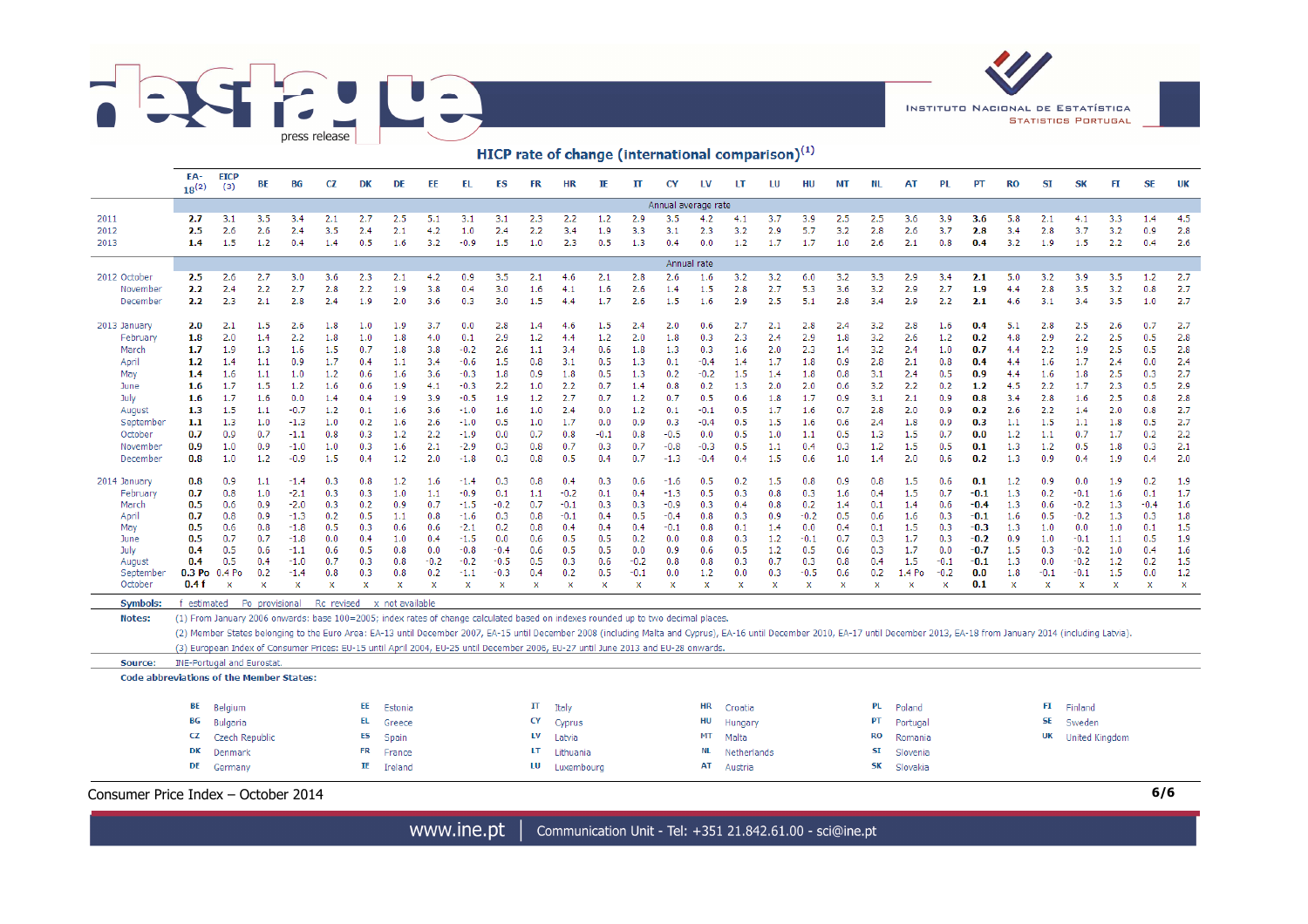## HICP rate of change (international comparison)(1)

| | EA-18(2) | EICP (3) | BE | BG | CZ | DK | DE | EE | EL | ES | FR | HR | IE | IT | CY | LV | LT | LU | HU | MT | NL | AT | PL | PT | RO | SI | SK | FI | SE | UK |
|---|---|---|---|---|---|---|---|---|---|---|---|---|---|---|---|---|---|---|---|---|---|---|---|---|---|---|---|---|---|---|
| | Annual average rate | | | | | | | | | | | | | | | | | | | | | | | | | | | | | |
| 2011 | **2.7** | 3.1 | 3.5 | 3.4 | 2.1 | 2.7 | 2.5 | 5.1 | 3.1 | 3.1 | 2.3 | 2.2 | 1.2 | 2.9 | 3.5 | 4.2 | 4.1 | 3.7 | 3.9 | 2.5 | 2.5 | 3.6 | 3.9 | **3.6** | 5.8 | 2.1 | 4.1 | 3.3 | 1.4 | 4.5 |
| 2012 | **2.5** | 2.6 | 2.6 | 2.4 | 3.5 | 2.4 | 2.1 | 4.2 | 1.0 | 2.4 | 2.2 | 3.4 | 1.9 | 3.3 | 3.1 | 2.3 | 3.2 | 2.9 | 5.7 | 3.2 | 2.8 | 2.6 | 3.7 | **2.8** | 3.4 | 2.8 | 3.7 | 3.2 | 0.9 | 2.8 |
| 2013 | **1.4** | 1.5 | 1.2 | 0.4 | 1.4 | 0.5 | 1.6 | 3.2 | -0.9 | 1.5 | 1.0 | 2.3 | 0.5 | 1.3 | 0.4 | 0.0 | 1.2 | 1.7 | 1.7 | 1.0 | 2.6 | 2.1 | 0.8 | **0.4** | 3.2 | 1.9 | 1.5 | 2.2 | 0.4 | 2.6 |
| | Annual rate | | | | | | | | | | | | | | | | | | | | | | | | | | | | | |
| 2012 October | **2.5** | 2.6 | 2.7 | 3.0 | 3.6 | 2.3 | 2.1 | 4.2 | 0.9 | 3.5 | 2.1 | 4.6 | 2.1 | 2.8 | 2.6 | 1.6 | 3.2 | 3.2 | 6.0 | 3.2 | 3.3 | 2.9 | 3.4 | **2.1** | 5.0 | 3.2 | 3.9 | 3.5 | 1.2 | 2.7 |
| November | **2.2** | 2.4 | 2.2 | 2.7 | 2.8 | 2.2 | 1.9 | 3.8 | 0.4 | 3.0 | 1.6 | 4.1 | 1.6 | 2.6 | 1.4 | 1.5 | 2.8 | 2.7 | 5.3 | 3.6 | 3.2 | 2.9 | 2.7 | **1.9** | 4.4 | 2.8 | 3.5 | 3.2 | 0.8 | 2.7 |
| December | **2.2** | 2.3 | 2.1 | 2.8 | 2.4 | 1.9 | 2.0 | 3.6 | 0.3 | 3.0 | 1.5 | 4.4 | 1.7 | 2.6 | 1.5 | 1.6 | 2.9 | 2.5 | 5.1 | 2.8 | 3.4 | 2.9 | 2.2 | **2.1** | 4.6 | 3.1 | 3.4 | 3.5 | 1.0 | 2.7 |
| 2013 January | **2.0** | 2.1 | 1.5 | 2.6 | 1.8 | 1.0 | 1.9 | 3.7 | 0.0 | 2.8 | 1.4 | 4.6 | 1.5 | 2.4 | 2.0 | 0.6 | 2.7 | 2.1 | 2.8 | 2.4 | 3.2 | 2.8 | 1.6 | **0.4** | 5.1 | 2.8 | 2.5 | 2.6 | 0.7 | 2.7 |
| February | **1.8** | 2.0 | 1.4 | 2.2 | 1.8 | 1.0 | 1.8 | 4.0 | 0.1 | 2.9 | 1.2 | 4.4 | 1.2 | 2.0 | 1.8 | 0.3 | 2.3 | 2.4 | 2.9 | 1.8 | 3.2 | 2.6 | 1.2 | **0.2** | 4.8 | 2.9 | 2.2 | 2.5 | 0.5 | 2.8 |
| March | **1.7** | 1.9 | 1.3 | 1.6 | 1.5 | 0.7 | 1.8 | 3.8 | -0.2 | 2.6 | 1.1 | 3.4 | 0.6 | 1.8 | 1.3 | 0.3 | 1.6 | 2.0 | 2.3 | 1.4 | 3.2 | 2.4 | 1.0 | **0.7** | 4.4 | 2.2 | 1.9 | 2.5 | 0.5 | 2.8 |
| April | **1.2** | 1.4 | 1.1 | 0.9 | 1.7 | 0.4 | 1.1 | 3.4 | -0.6 | 1.5 | 0.8 | 3.1 | 0.5 | 1.3 | 0.1 | -0.4 | 1.4 | 1.7 | 1.8 | 0.9 | 2.8 | 2.1 | 0.8 | **0.4** | 4.4 | 1.6 | 1.7 | 2.4 | 0.0 | 2.4 |
| May | **1.4** | 1.6 | 1.1 | 1.0 | 1.2 | 0.6 | 1.6 | 3.6 | -0.3 | 1.8 | 0.9 | 1.8 | 0.5 | 1.3 | 0.2 | -0.2 | 1.5 | 1.4 | 1.8 | 0.8 | 3.1 | 2.4 | 0.5 | **0.9** | 4.4 | 1.6 | 1.8 | 2.5 | 0.3 | 2.7 |
| June | **1.6** | 1.7 | 1.5 | 1.2 | 1.6 | 0.6 | 1.9 | 4.1 | -0.3 | 2.2 | 1.0 | 2.2 | 0.7 | 1.4 | 0.8 | 0.2 | 1.3 | 2.0 | 2.0 | 0.6 | 3.2 | 2.2 | 0.2 | **1.2** | 4.5 | 2.2 | 1.7 | 2.3 | 0.5 | 2.9 |
| July | **1.6** | 1.7 | 1.6 | 0.0 | 1.4 | 0.4 | 1.9 | 3.9 | -0.5 | 1.9 | 1.2 | 2.7 | 0.7 | 1.2 | 0.7 | 0.5 | 0.6 | 1.8 | 1.7 | 0.9 | 3.1 | 2.1 | 0.9 | **0.8** | 3.4 | 2.8 | 1.6 | 2.5 | 0.8 | 2.8 |
| August | **1.3** | 1.5 | 1.1 | -0.7 | 1.2 | 0.1 | 1.6 | 3.6 | -1.0 | 1.6 | 1.0 | 2.4 | 0.0 | 1.2 | 0.1 | -0.1 | 0.5 | 1.7 | 1.6 | 0.7 | 2.8 | 2.0 | 0.9 | **0.2** | 2.6 | 2.2 | 1.4 | 2.0 | 0.8 | 2.7 |
| September | **1.1** | 1.3 | 1.0 | -1.3 | 1.0 | 0.2 | 1.6 | 2.6 | -1.0 | 0.5 | 1.0 | 1.7 | 0.0 | 0.9 | 0.3 | -0.4 | 0.6 | 1.5 | 1.6 | 0.6 | 2.4 | 1.8 | 0.9 | **0.3** | 1.1 | 1.5 | 1.1 | 1.8 | 0.5 | 2.7 |
| October | **0.7** | 0.9 | 0.7 | -1.1 | 0.8 | 0.3 | 1.2 | 2.2 | -1.9 | 0.0 | 0.7 | 0.8 | -0.1 | 0.8 | -0.5 | 0.0 | 0.5 | 1.0 | 1.1 | 0.5 | 1.3 | 1.5 | 0.7 | **0.0** | 1.2 | 1.1 | 0.7 | 1.7 | 0.2 | 2.2 |
| November | **0.9** | 1.0 | 0.9 | -1.0 | 1.0 | 0.3 | 1.6 | 2.1 | -2.9 | 0.3 | 0.8 | 0.7 | 0.3 | 0.7 | -0.8 | -0.3 | 0.5 | 1.1 | 0.4 | 0.3 | 1.2 | 1.5 | 0.5 | **0.1** | 1.3 | 1.2 | 0.5 | 1.8 | 0.3 | 2.1 |
| December | **0.8** | 1.0 | 1.2 | -0.9 | 1.5 | 0.4 | 1.2 | 2.0 | -1.8 | 0.3 | 0.8 | 0.5 | 0.4 | 0.7 | -1.3 | -0.4 | 0.4 | 1.5 | 0.6 | 1.0 | 1.4 | 2.0 | 0.6 | **0.2** | 1.3 | 0.9 | 0.4 | 1.9 | 0.4 | 2.0 |
| 2014 January | **0.8** | 0.9 | 1.1 | -1.4 | 0.3 | 0.8 | 1.2 | 1.6 | -1.4 | 0.3 | 0.8 | 0.4 | 0.3 | 0.6 | -1.6 | 0.5 | 0.2 | 1.5 | 0.8 | 0.9 | 0.8 | 1.5 | 0.6 | **0.1** | 1.2 | 0.9 | 0.0 | 1.9 | 0.2 | 1.9 |
| February | **0.7** | 0.8 | 1.0 | -2.1 | 0.3 | 0.3 | 1.0 | 1.1 | -0.9 | 0.1 | 1.1 | -0.2 | 0.1 | 0.4 | -1.3 | 0.5 | 0.3 | 0.8 | 0.3 | 1.6 | 0.4 | 1.5 | 0.7 | **-0.1** | 1.3 | 0.2 | -0.1 | 1.6 | 0.1 | 1.7 |
| March | **0.5** | 0.6 | 0.9 | -2.0 | 0.3 | 0.2 | 0.9 | 0.7 | -1.5 | -0.2 | 0.7 | -0.1 | 0.3 | 0.3 | -0.9 | 0.3 | 0.4 | 0.8 | 0.2 | 1.4 | 0.1 | 1.4 | 0.6 | **-0.4** | 1.3 | 0.6 | -0.2 | 1.3 | -0.4 | 1.6 |
| April | **0.7** | 0.8 | 0.9 | -1.3 | 0.2 | 0.5 | 1.1 | 0.8 | -1.6 | 0.3 | 0.8 | -0.1 | 0.4 | 0.5 | -0.4 | 0.8 | 0.3 | 0.9 | -0.2 | 0.5 | 0.6 | 1.6 | 0.3 | **-0.1** | 1.6 | 0.5 | -0.2 | 1.3 | 0.3 | 1.8 |
| May | **0.5** | 0.6 | 0.8 | -1.8 | 0.5 | 0.3 | 0.6 | 0.6 | -2.1 | 0.2 | 0.8 | 0.4 | 0.4 | 0.4 | -0.1 | 0.8 | 0.1 | 1.4 | 0.0 | 0.4 | 0.1 | 1.5 | 0.3 | **-0.3** | 1.3 | 1.0 | 0.0 | 1.0 | 0.1 | 1.5 |
| June | **0.5** | 0.7 | 0.7 | -1.8 | 0.0 | 0.4 | 1.0 | 0.4 | -1.5 | 0.0 | 0.6 | 0.5 | 0.5 | 0.2 | 0.0 | 0.8 | 0.3 | 1.2 | -0.1 | 0.7 | 0.3 | 1.7 | 0.3 | **-0.2** | 0.9 | 1.0 | -0.1 | 1.1 | 0.5 | 1.9 |
| July | **0.4** | 0.5 | 0.6 | -1.1 | 0.6 | 0.5 | 0.8 | 0.0 | -0.8 | -0.4 | 0.6 | 0.5 | 0.5 | 0.0 | 0.9 | 0.6 | 0.5 | 1.2 | 0.5 | 0.6 | 0.3 | 1.7 | 0.0 | **-0.7** | 1.5 | 0.3 | -0.2 | 1.0 | 0.4 | 1.6 |
| August | **0.4** | 0.5 | 0.4 | -1.0 | 0.7 | 0.3 | 0.8 | -0.2 | -0.2 | -0.5 | 0.5 | 0.3 | 0.6 | -0.2 | 0.8 | 0.8 | 0.3 | 0.7 | 0.3 | 0.8 | 0.4 | 1.5 | -0.1 | **-0.1** | 1.3 | 0.0 | -0.2 | 1.2 | 0.2 | 1.5 |
| September | **0.3 Po** | 0.4 Po | 0.2 | -1.4 | 0.8 | 0.3 | 0.8 | 0.2 | -1.1 | -0.3 | 0.4 | 0.2 | 0.5 | -0.1 | 0.0 | 1.2 | 0.0 | 0.3 | -0.5 | 0.6 | 0.2 | 1.4 Po | -0.2 | **0.0** | 1.8 | -0.1 | -0.1 | 1.5 | 0.0 | 1.2 |
| October | **0.4 f** | x | x | x | x | x | x | x | x | x | x | x | x | x | x | x | x | x | x | x | x | x | x | **0.1** | x | x | x | x | x | x |

**Symbols:** f estimated Po provisional Rc revised x not available

**Notes:**
(1) From January 2006 onwards: base 100=2005; index rates of change calculated based on indexes rounded up to two decimal places.
(2) Member States belonging to the Euro Area: EA-13 until December 2007, EA-15 until December 2008 (including Malta and Cyprus), EA-16 until December 2010, EA-17 until December 2013, EA-18 from January 2014 (including Latvia).
(3) European Index of Consumer Prices: EU-15 until April 2004, EU-25 until December 2006, EU-27 until June 2013 and EU-28 onwards.

**Source:** INE-Portugal and Eurostat.

**Code abbreviations of the Member States:**

| | | | | | | | | | | | |
|---|---|---|---|---|---|---|---|---|---|---|---|
| BE | Belgium | EE | Estonia | IT | Italy | HR | Croatia | PL | Poland | FI | Finland |
| BG | Bulgaria | EL | Greece | CY | Cyprus | HU | Hungary | PT | Portugal | SE | Sweden |
| CZ | Czech Republic | ES | Spain | LV | Latvia | MT | Malta | RO | Romania | UK | United Kingdom |
| DK | Denmark | FR | France | LT | Lithuania | NL | Netherlands | SI | Slovenia | | |
| DE | Germany | IE | Ireland | LU | Luxembourg | AT | Austria | SK | Slovakia | | |

Consumer Price Index – October 2014

www.ine.pt | Communication Unit - Tel: +351 21.842.61.00 - sci@ine.pt